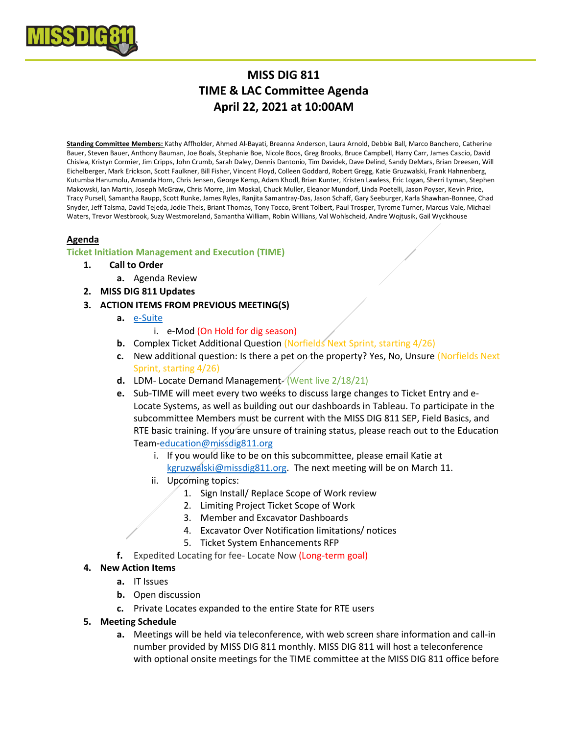# MISS DIG 811
# TIME & LAC Committee Agenda
# April 22, 2021 at 10:00AM

**Standing Committee Members:** Kathy Affholder, Ahmed Al-Bayati, Breanna Anderson, Laura Arnold, Debbie Ball, Marco Banchero, Catherine Bauer, Steven Bauer, Anthony Bauman, Joe Boals, Stephanie Boe, Nicole Boos, Greg Brooks, Bruce Campbell, Harry Carr, James Cascio, David Chislea, Kristyn Cormier, Jim Cripps, John Crumb, Sarah Daley, Dennis Dantonio, Tim Davidek, Dave Delind, Sandy DeMars, Brian Dreesen, Will Eichelberger, Mark Erickson, Scott Faulkner, Bill Fisher, Vincent Floyd, Colleen Goddard, Robert Gregg, Katie Gruzwalski, Frank Hahnenberg, Kutumba Hanumolu, Amanda Horn, Chris Jensen, George Kemp, Adam Khodl, Brian Kunter, Kristen Lawless, Eric Logan, Sherri Lyman, Stephen Makowski, Ian Martin, Joseph McGraw, Chris Morre, Jim Moskal, Chuck Muller, Eleanor Mundorf, Linda Poetelli, Jason Poyser, Kevin Price, Tracy Pursell, Samantha Raupp, Scott Runke, James Ryles, Ranjita Samantray-Das, Jason Schaff, Gary Seeburger, Karla Shawhan-Bonnee, Chad Snyder, Jeff Talsma, David Tejeda, Jodie Theis, Briant Thomas, Tony Tocco, Brent Tolbert, Paul Trosper, Tyrome Turner, Marcus Vale, Michael Waters, Trevor Westbrook, Suzy Westmoreland, Samantha William, Robin Willians, Val Wohlscheid, Andre Wojtusik, Gail Wyckhouse

## Agenda

### Ticket Initiation Management and Execution (TIME)

1. **Call to Order**
   a. Agenda Review
2. **MISS DIG 811 Updates**
3. **ACTION ITEMS FROM PREVIOUS MEETING(S)**
   a. e-Suite
      i. e-Mod (On Hold for dig season)
   b. Complex Ticket Additional Question (Norfields Next Sprint, starting 4/26)
   c. New additional question: Is there a pet on the property? Yes, No, Unsure (Norfields Next Sprint, starting 4/26)
   d. LDM- Locate Demand Management- (Went live 2/18/21)
   e. Sub-TIME will meet every two weeks to discuss large changes to Ticket Entry and e-Locate Systems, as well as building out our dashboards in Tableau. To participate in the subcommittee Members must be current with the MISS DIG 811 SEP, Field Basics, and RTE basic training. If you are unsure of training status, please reach out to the Education Team-education@missdig811.org
      i. If you would like to be on this subcommittee, please email Katie at kgruzwalski@missdig811.org. The next meeting will be on March 11.
      ii. Upcoming topics:
         1. Sign Install/ Replace Scope of Work review
         2. Limiting Project Ticket Scope of Work
         3. Member and Excavator Dashboards
         4. Excavator Over Notification limitations/ notices
         5. Ticket System Enhancements RFP
   f. Expedited Locating for fee- Locate Now (Long-term goal)
4. **New Action Items**
   a. IT Issues
   b. Open discussion
   c. Private Locates expanded to the entire State for RTE users
5. **Meeting Schedule**
   a. Meetings will be held via teleconference, with web screen share information and call-in number provided by MISS DIG 811 monthly. MISS DIG 811 will host a teleconference with optional onsite meetings for the TIME committee at the MISS DIG 811 office before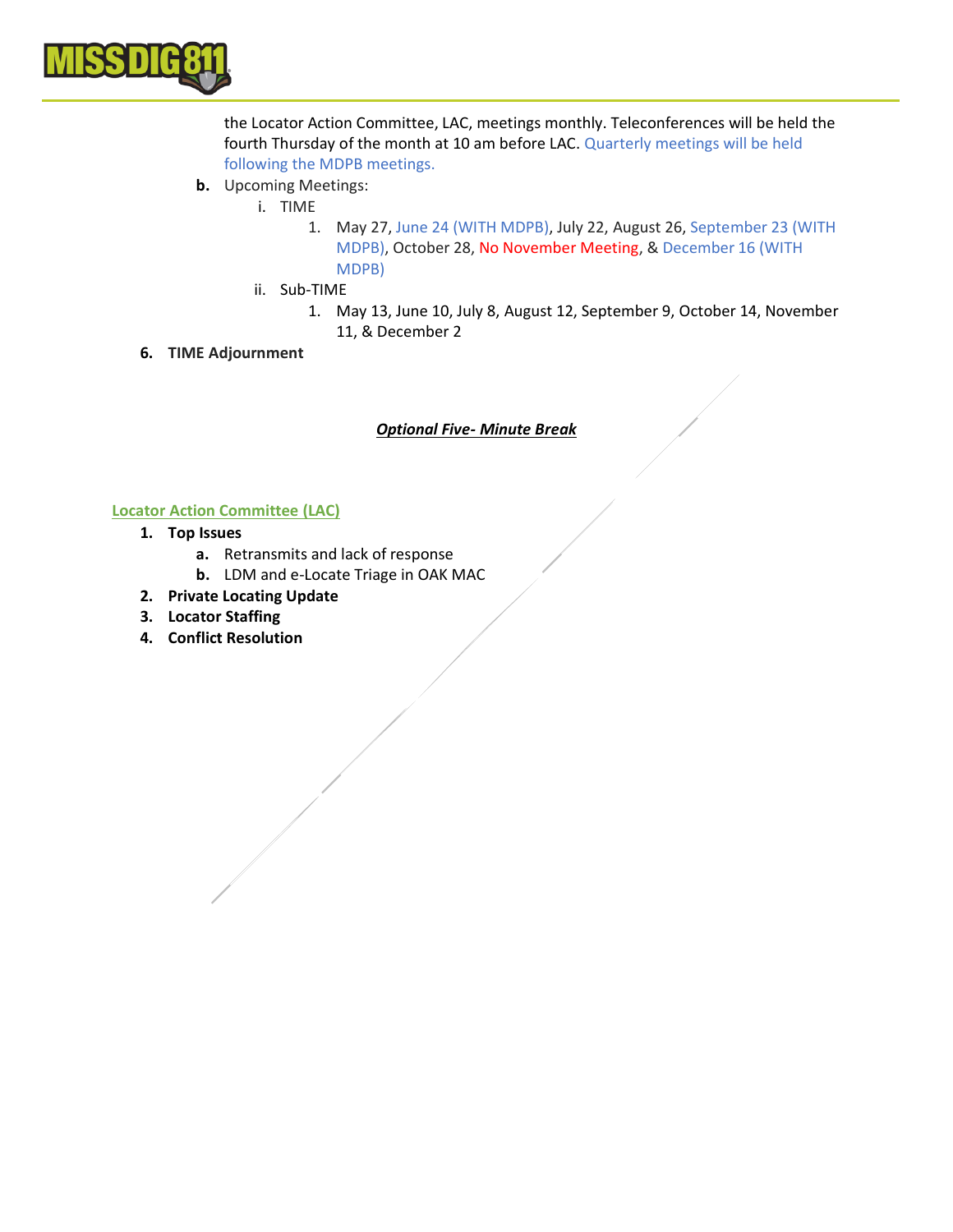the Locator Action Committee, LAC, meetings monthly. Teleconferences will be held the fourth Thursday of the month at 10 am before LAC. Quarterly meetings will be held following the MDPB meetings.

b. Upcoming Meetings:
   i. TIME
      1. May 27, June 24 (WITH MDPB), July 22, August 26, September 23 (WITH MDPB), October 28, No November Meeting, & December 16 (WITH MDPB)
   ii. Sub-TIME
      1. May 13, June 10, July 8, August 12, September 9, October 14, November 11, & December 2

6. **TIME Adjournment**

***Optional Five- Minute Break***

## Locator Action Committee (LAC)

1. **Top Issues**
   a. Retransmits and lack of response
   b. LDM and e-Locate Triage in OAK MAC
2. **Private Locating Update**
3. **Locator Staffing**
4. **Conflict Resolution**